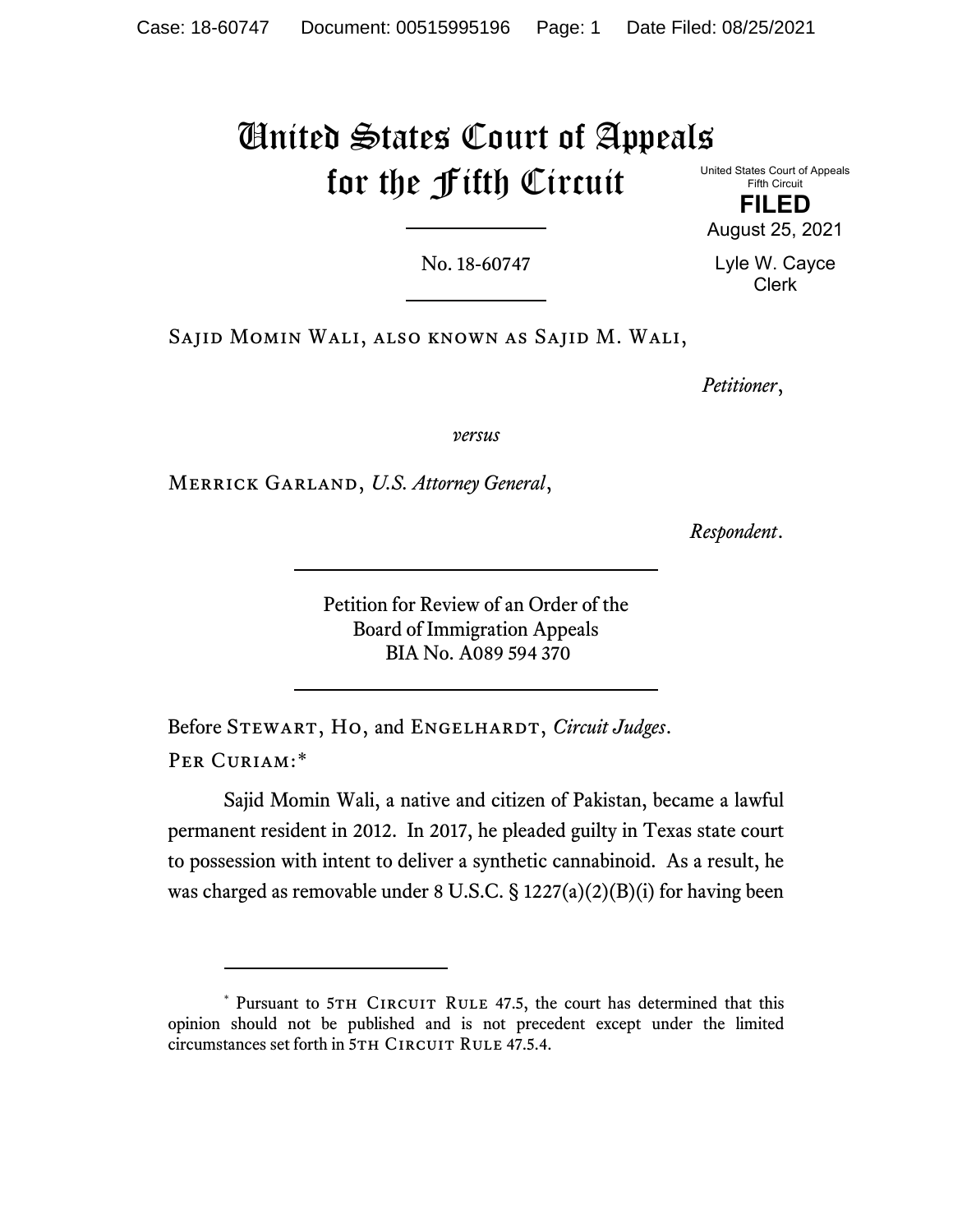# United States Court of Appeals for the Fifth Circuit

United States Court of Appeals
Fifth Circuit

**FILED**

August 25, 2021

Lyle W. Cayce
Clerk

No. 18-60747

Sajid Momin Wali, also known as Sajid M. Wali,

*Petitioner*,

*versus*

Merrick Garland, *U.S. Attorney General*,

*Respondent*.

Petition for Review of an Order of the
Board of Immigration Appeals
BIA No. A089 594 370

Before Stewart, Ho, and Engelhardt, *Circuit Judges*.

Per Curiam:*

Sajid Momin Wali, a native and citizen of Pakistan, became a lawful permanent resident in 2012. In 2017, he pleaded guilty in Texas state court to possession with intent to deliver a synthetic cannabinoid. As a result, he was charged as removable under 8 U.S.C. § 1227(a)(2)(B)(i) for having been

---

* Pursuant to 5th Circuit Rule 47.5, the court has determined that this opinion should not be published and is not precedent except under the limited circumstances set forth in 5th Circuit Rule 47.5.4.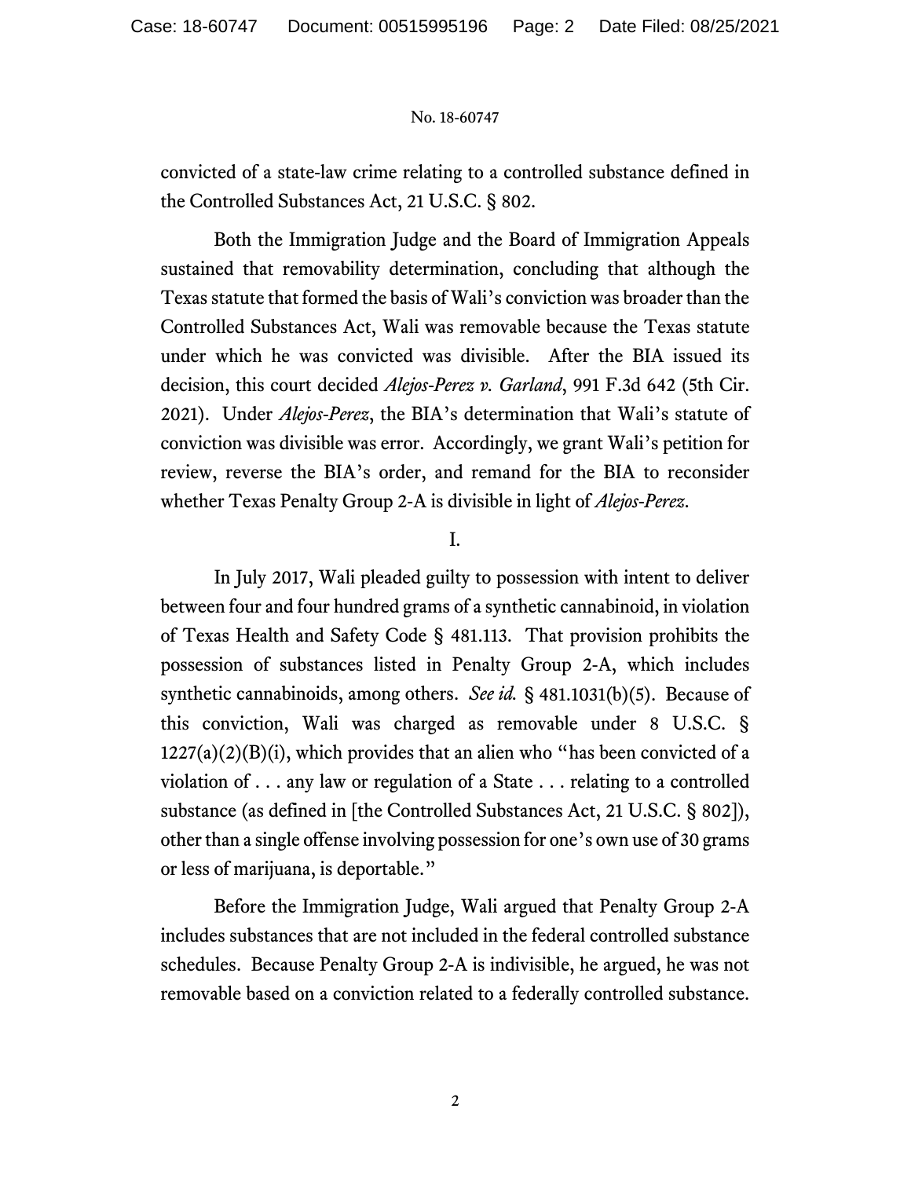convicted of a state-law crime relating to a controlled substance defined in the Controlled Substances Act, 21 U.S.C. § 802.

Both the Immigration Judge and the Board of Immigration Appeals sustained that removability determination, concluding that although the Texas statute that formed the basis of Wali's conviction was broader than the Controlled Substances Act, Wali was removable because the Texas statute under which he was convicted was divisible. After the BIA issued its decision, this court decided *Alejos-Perez v. Garland*, 991 F.3d 642 (5th Cir. 2021). Under *Alejos-Perez*, the BIA's determination that Wali's statute of conviction was divisible was error. Accordingly, we grant Wali's petition for review, reverse the BIA's order, and remand for the BIA to reconsider whether Texas Penalty Group 2-A is divisible in light of *Alejos-Perez*.

## I.

In July 2017, Wali pleaded guilty to possession with intent to deliver between four and four hundred grams of a synthetic cannabinoid, in violation of Texas Health and Safety Code § 481.113. That provision prohibits the possession of substances listed in Penalty Group 2-A, which includes synthetic cannabinoids, among others. *See id.* § 481.1031(b)(5). Because of this conviction, Wali was charged as removable under 8 U.S.C. § 1227(a)(2)(B)(i), which provides that an alien who "has been convicted of a violation of . . . any law or regulation of a State . . . relating to a controlled substance (as defined in [the Controlled Substances Act, 21 U.S.C. § 802]), other than a single offense involving possession for one's own use of 30 grams or less of marijuana, is deportable."

Before the Immigration Judge, Wali argued that Penalty Group 2-A includes substances that are not included in the federal controlled substance schedules. Because Penalty Group 2-A is indivisible, he argued, he was not removable based on a conviction related to a federally controlled substance.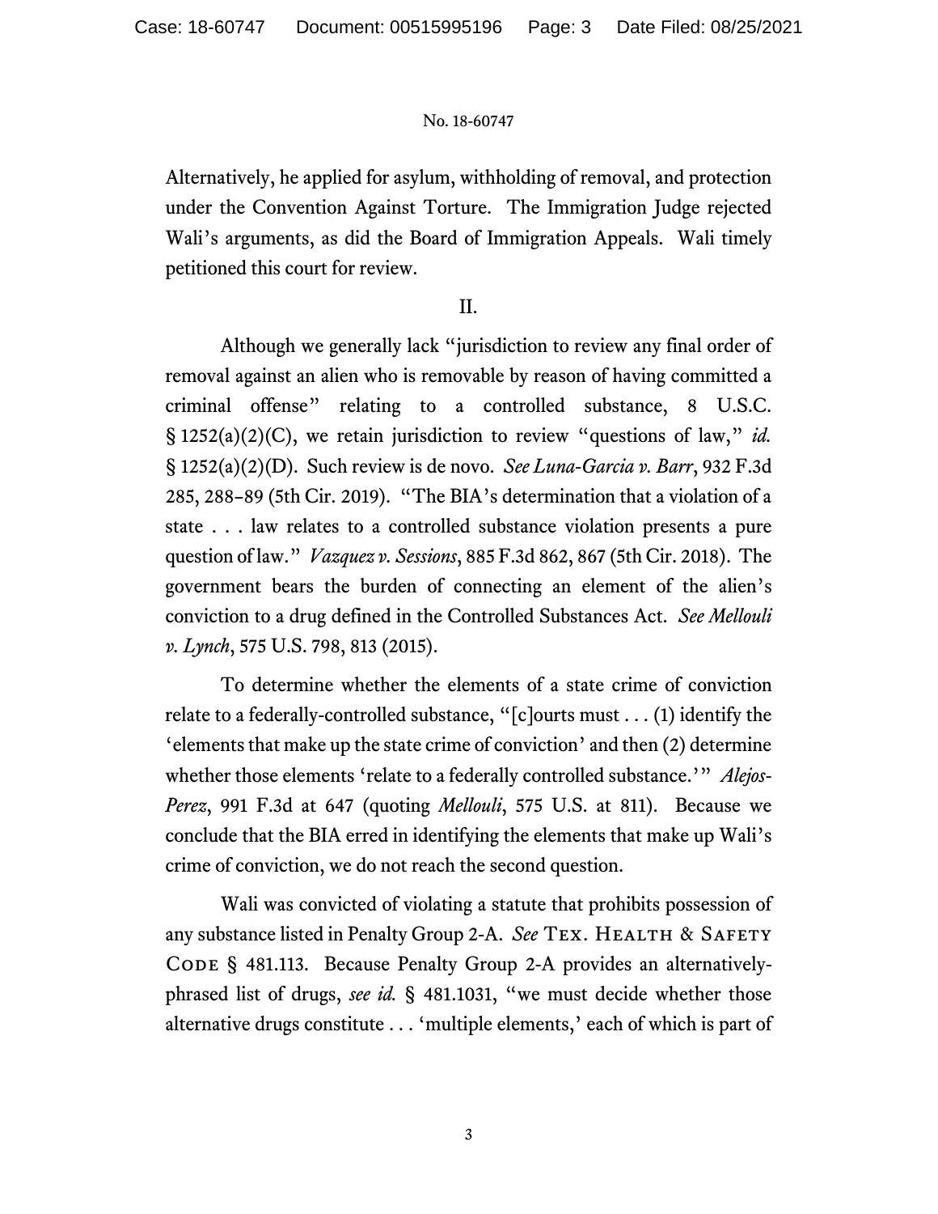Alternatively, he applied for asylum, withholding of removal, and protection under the Convention Against Torture. The Immigration Judge rejected Wali's arguments, as did the Board of Immigration Appeals. Wali timely petitioned this court for review.

II.

Although we generally lack "jurisdiction to review any final order of removal against an alien who is removable by reason of having committed a criminal offense" relating to a controlled substance, 8 U.S.C. § 1252(a)(2)(C), we retain jurisdiction to review "questions of law," *id.* § 1252(a)(2)(D). Such review is de novo. *See Luna-Garcia v. Barr*, 932 F.3d 285, 288–89 (5th Cir. 2019). "The BIA's determination that a violation of a state . . . law relates to a controlled substance violation presents a pure question of law." *Vazquez v. Sessions*, 885 F.3d 862, 867 (5th Cir. 2018). The government bears the burden of connecting an element of the alien's conviction to a drug defined in the Controlled Substances Act. *See Mellouli v. Lynch*, 575 U.S. 798, 813 (2015).

To determine whether the elements of a state crime of conviction relate to a federally-controlled substance, "[c]ourts must . . . (1) identify the 'elements that make up the state crime of conviction' and then (2) determine whether those elements 'relate to a federally controlled substance.'" *Alejos-Perez*, 991 F.3d at 647 (quoting *Mellouli*, 575 U.S. at 811). Because we conclude that the BIA erred in identifying the elements that make up Wali's crime of conviction, we do not reach the second question.

Wali was convicted of violating a statute that prohibits possession of any substance listed in Penalty Group 2-A. *See* Tex. Health & Safety Code § 481.113. Because Penalty Group 2-A provides an alternatively-phrased list of drugs, *see id.* § 481.1031, "we must decide whether those alternative drugs constitute . . . 'multiple elements,' each of which is part of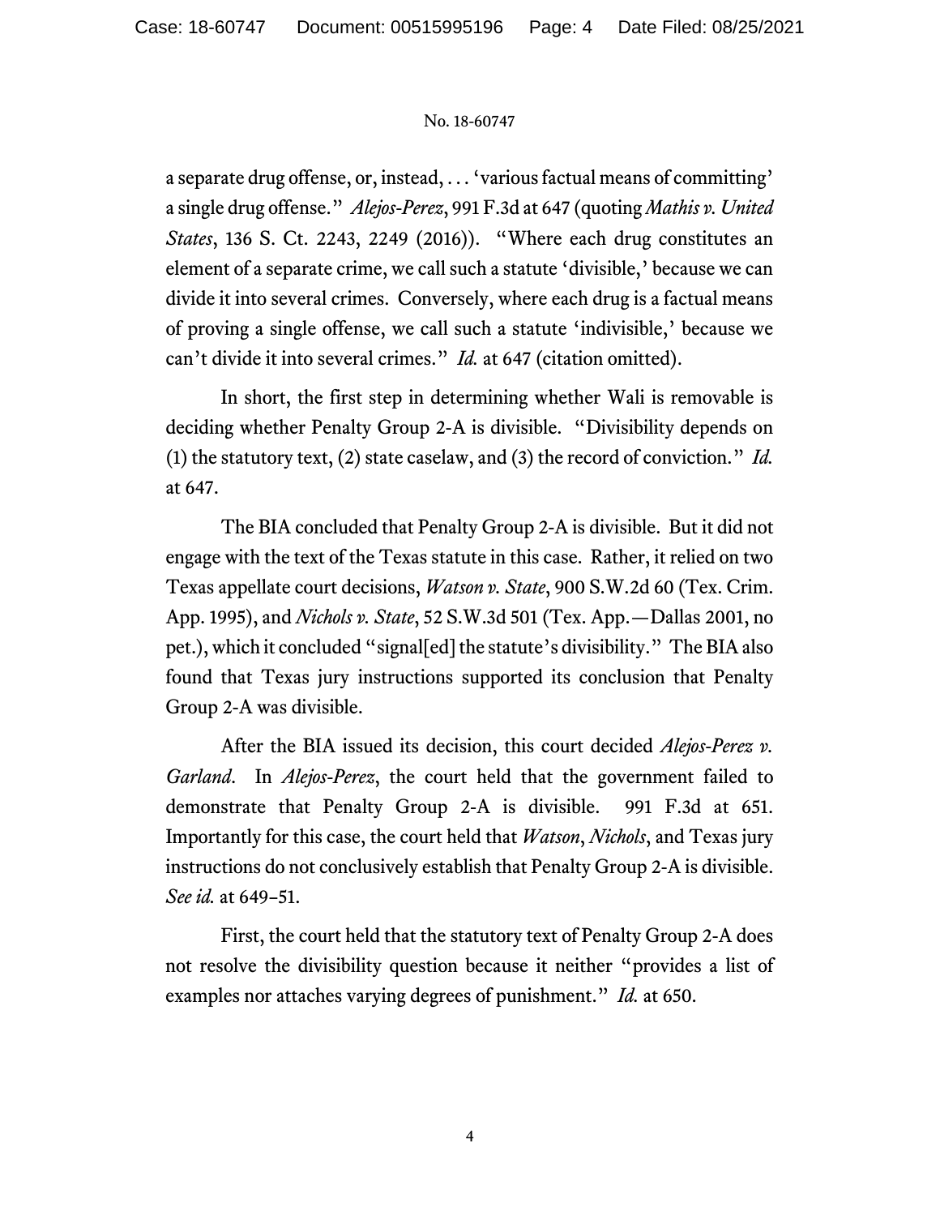a separate drug offense, or, instead, . . . 'various factual means of committing' a single drug offense." *Alejos-Perez*, 991 F.3d at 647 (quoting *Mathis v. United States*, 136 S. Ct. 2243, 2249 (2016)). "Where each drug constitutes an element of a separate crime, we call such a statute 'divisible,' because we can divide it into several crimes. Conversely, where each drug is a factual means of proving a single offense, we call such a statute 'indivisible,' because we can't divide it into several crimes." *Id.* at 647 (citation omitted).

In short, the first step in determining whether Wali is removable is deciding whether Penalty Group 2-A is divisible. "Divisibility depends on (1) the statutory text, (2) state caselaw, and (3) the record of conviction." *Id.* at 647.

The BIA concluded that Penalty Group 2-A is divisible. But it did not engage with the text of the Texas statute in this case. Rather, it relied on two Texas appellate court decisions, *Watson v. State*, 900 S.W.2d 60 (Tex. Crim. App. 1995), and *Nichols v. State*, 52 S.W.3d 501 (Tex. App.—Dallas 2001, no pet.), which it concluded "signal[ed] the statute's divisibility." The BIA also found that Texas jury instructions supported its conclusion that Penalty Group 2-A was divisible.

After the BIA issued its decision, this court decided *Alejos-Perez v. Garland*. In *Alejos-Perez*, the court held that the government failed to demonstrate that Penalty Group 2-A is divisible. 991 F.3d at 651. Importantly for this case, the court held that *Watson*, *Nichols*, and Texas jury instructions do not conclusively establish that Penalty Group 2-A is divisible. *See id.* at 649–51.

First, the court held that the statutory text of Penalty Group 2-A does not resolve the divisibility question because it neither "provides a list of examples nor attaches varying degrees of punishment." *Id.* at 650.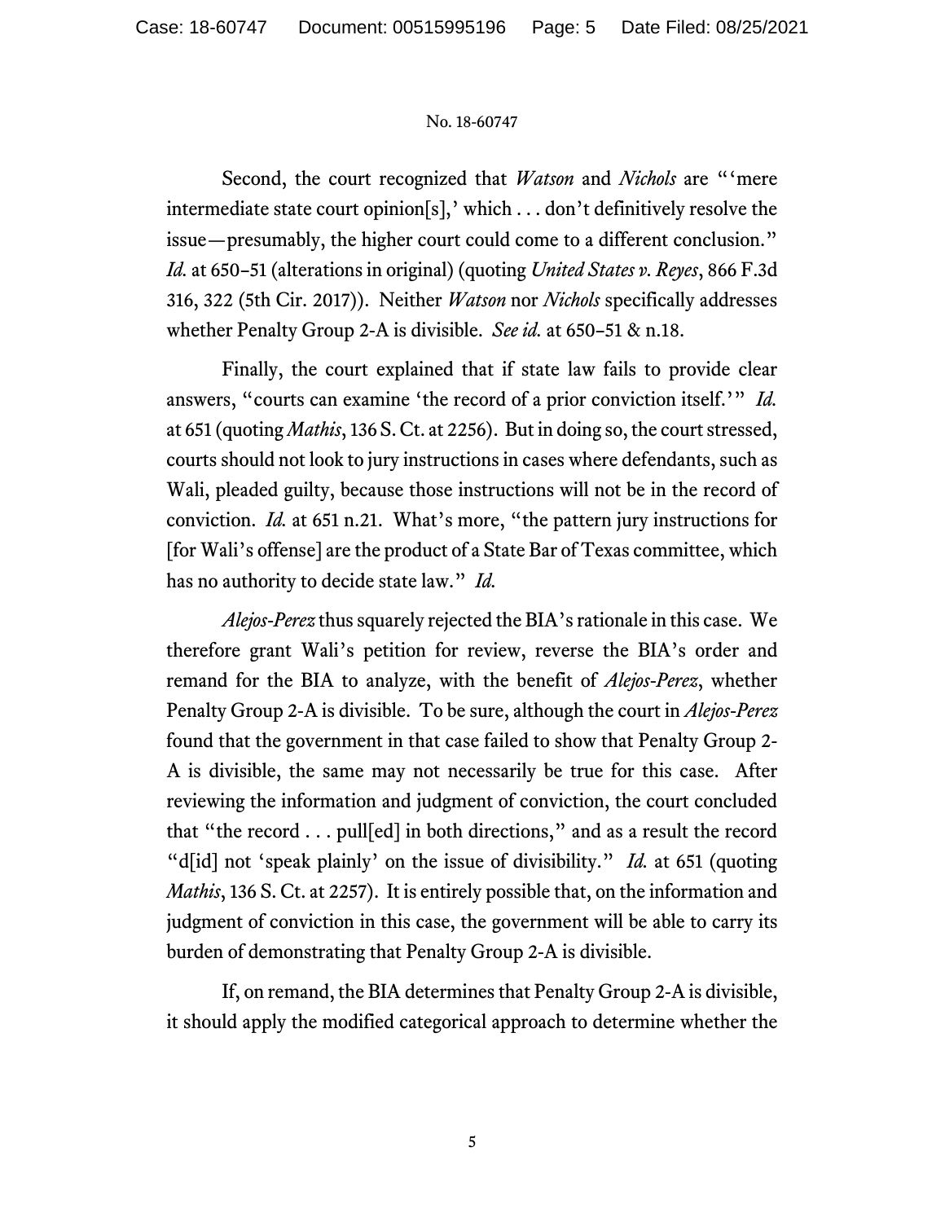Second, the court recognized that *Watson* and *Nichols* are "'mere intermediate state court opinion[s],' which . . . don't definitively resolve the issue—presumably, the higher court could come to a different conclusion." *Id.* at 650–51 (alterations in original) (quoting *United States v. Reyes*, 866 F.3d 316, 322 (5th Cir. 2017)). Neither *Watson* nor *Nichols* specifically addresses whether Penalty Group 2-A is divisible. *See id.* at 650–51 & n.18.

Finally, the court explained that if state law fails to provide clear answers, "courts can examine 'the record of a prior conviction itself.'" *Id.* at 651 (quoting *Mathis*, 136 S. Ct. at 2256). But in doing so, the court stressed, courts should not look to jury instructions in cases where defendants, such as Wali, pleaded guilty, because those instructions will not be in the record of conviction. *Id.* at 651 n.21. What's more, "the pattern jury instructions for [for Wali's offense] are the product of a State Bar of Texas committee, which has no authority to decide state law." *Id.*

*Alejos-Perez* thus squarely rejected the BIA's rationale in this case. We therefore grant Wali's petition for review, reverse the BIA's order and remand for the BIA to analyze, with the benefit of *Alejos-Perez*, whether Penalty Group 2-A is divisible. To be sure, although the court in *Alejos-Perez* found that the government in that case failed to show that Penalty Group 2-A is divisible, the same may not necessarily be true for this case. After reviewing the information and judgment of conviction, the court concluded that "the record . . . pull[ed] in both directions," and as a result the record "d[id] not 'speak plainly' on the issue of divisibility." *Id.* at 651 (quoting *Mathis*, 136 S. Ct. at 2257). It is entirely possible that, on the information and judgment of conviction in this case, the government will be able to carry its burden of demonstrating that Penalty Group 2-A is divisible.

If, on remand, the BIA determines that Penalty Group 2-A is divisible, it should apply the modified categorical approach to determine whether the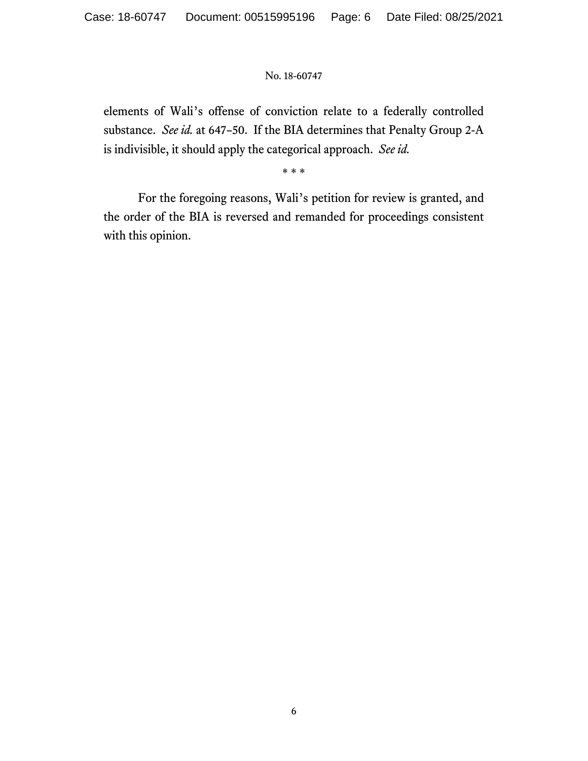elements of Wali's offense of conviction relate to a federally controlled substance. *See id.* at 647–50. If the BIA determines that Penalty Group 2-A is indivisible, it should apply the categorical approach. *See id.*

\* \* \*

For the foregoing reasons, Wali's petition for review is granted, and the order of the BIA is reversed and remanded for proceedings consistent with this opinion.